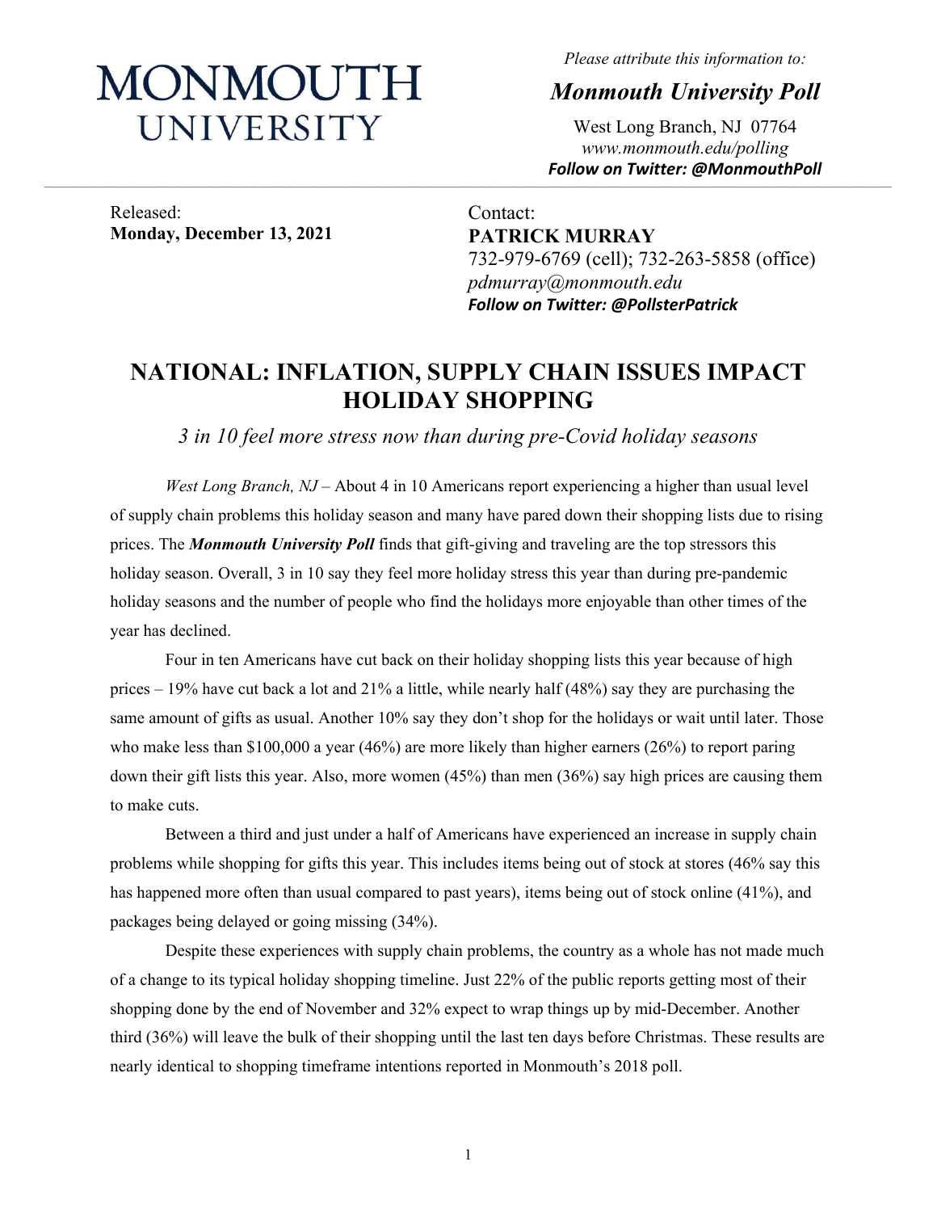# MONMOUTH UNIVERSITY

*Please attribute this information to:*

***Monmouth University Poll***

West Long Branch, NJ 07764
*www.monmouth.edu/polling*
***Follow on Twitter: @MonmouthPoll***

Released:
**Monday, December 13, 2021**

Contact:
**PATRICK MURRAY**
732-979-6769 (cell); 732-263-5858 (office)
*pdmurray@monmouth.edu*
***Follow on Twitter: @PollsterPatrick***

## NATIONAL: INFLATION, SUPPLY CHAIN ISSUES IMPACT HOLIDAY SHOPPING

*3 in 10 feel more stress now than during pre-Covid holiday seasons*

*West Long Branch, NJ* – About 4 in 10 Americans report experiencing a higher than usual level of supply chain problems this holiday season and many have pared down their shopping lists due to rising prices. The ***Monmouth University Poll*** finds that gift-giving and traveling are the top stressors this holiday season. Overall, 3 in 10 say they feel more holiday stress this year than during pre-pandemic holiday seasons and the number of people who find the holidays more enjoyable than other times of the year has declined.

Four in ten Americans have cut back on their holiday shopping lists this year because of high prices – 19% have cut back a lot and 21% a little, while nearly half (48%) say they are purchasing the same amount of gifts as usual. Another 10% say they don't shop for the holidays or wait until later. Those who make less than $100,000 a year (46%) are more likely than higher earners (26%) to report paring down their gift lists this year. Also, more women (45%) than men (36%) say high prices are causing them to make cuts.

Between a third and just under a half of Americans have experienced an increase in supply chain problems while shopping for gifts this year. This includes items being out of stock at stores (46% say this has happened more often than usual compared to past years), items being out of stock online (41%), and packages being delayed or going missing (34%).

Despite these experiences with supply chain problems, the country as a whole has not made much of a change to its typical holiday shopping timeline. Just 22% of the public reports getting most of their shopping done by the end of November and 32% expect to wrap things up by mid-December. Another third (36%) will leave the bulk of their shopping until the last ten days before Christmas. These results are nearly identical to shopping timeframe intentions reported in Monmouth's 2018 poll.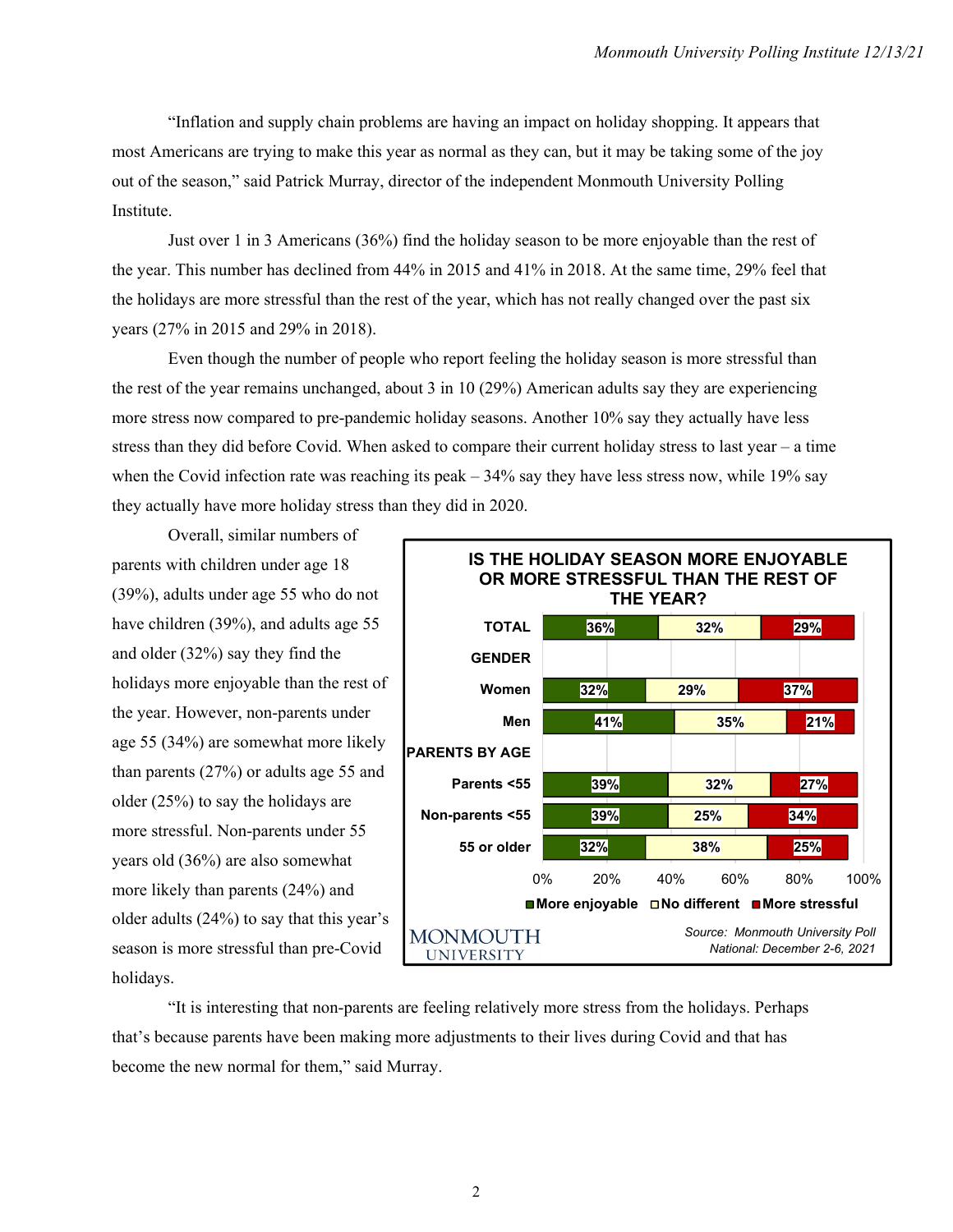"Inflation and supply chain problems are having an impact on holiday shopping. It appears that most Americans are trying to make this year as normal as they can, but it may be taking some of the joy out of the season," said Patrick Murray, director of the independent Monmouth University Polling Institute.

Just over 1 in 3 Americans (36%) find the holiday season to be more enjoyable than the rest of the year. This number has declined from 44% in 2015 and 41% in 2018. At the same time, 29% feel that the holidays are more stressful than the rest of the year, which has not really changed over the past six years (27% in 2015 and 29% in 2018).

Even though the number of people who report feeling the holiday season is more stressful than the rest of the year remains unchanged, about 3 in 10 (29%) American adults say they are experiencing more stress now compared to pre-pandemic holiday seasons. Another 10% say they actually have less stress than they did before Covid. When asked to compare their current holiday stress to last year – a time when the Covid infection rate was reaching its peak – 34% say they have less stress now, while 19% say they actually have more holiday stress than they did in 2020.

Overall, similar numbers of parents with children under age 18 (39%), adults under age 55 who do not have children (39%), and adults age 55 and older (32%) say they find the holidays more enjoyable than the rest of the year. However, non-parents under age 55 (34%) are somewhat more likely than parents (27%) or adults age 55 and older (25%) to say the holidays are more stressful. Non-parents under 55 years old (36%) are also somewhat more likely than parents (24%) and older adults (24%) to say that this year's season is more stressful than pre-Covid holidays.

**IS THE HOLIDAY SEASON MORE ENJOYABLE OR MORE STRESSFUL THAN THE REST OF THE YEAR?**

| | More enjoyable | No different | More stressful |
|---|---|---|---|
| TOTAL | 36% | 32% | 29% |
| **GENDER** | | | |
| Women | 32% | 29% | 37% |
| Men | 41% | 35% | 21% |
| **PARENTS BY AGE** | | | |
| Parents <55 | 39% | 32% | 27% |
| Non-parents <55 | 39% | 25% | 34% |
| 55 or older | 32% | 38% | 25% |

*Source: Monmouth University Poll National: December 2-6, 2021*

"It is interesting that non-parents are feeling relatively more stress from the holidays. Perhaps that's because parents have been making more adjustments to their lives during Covid and that has become the new normal for them," said Murray.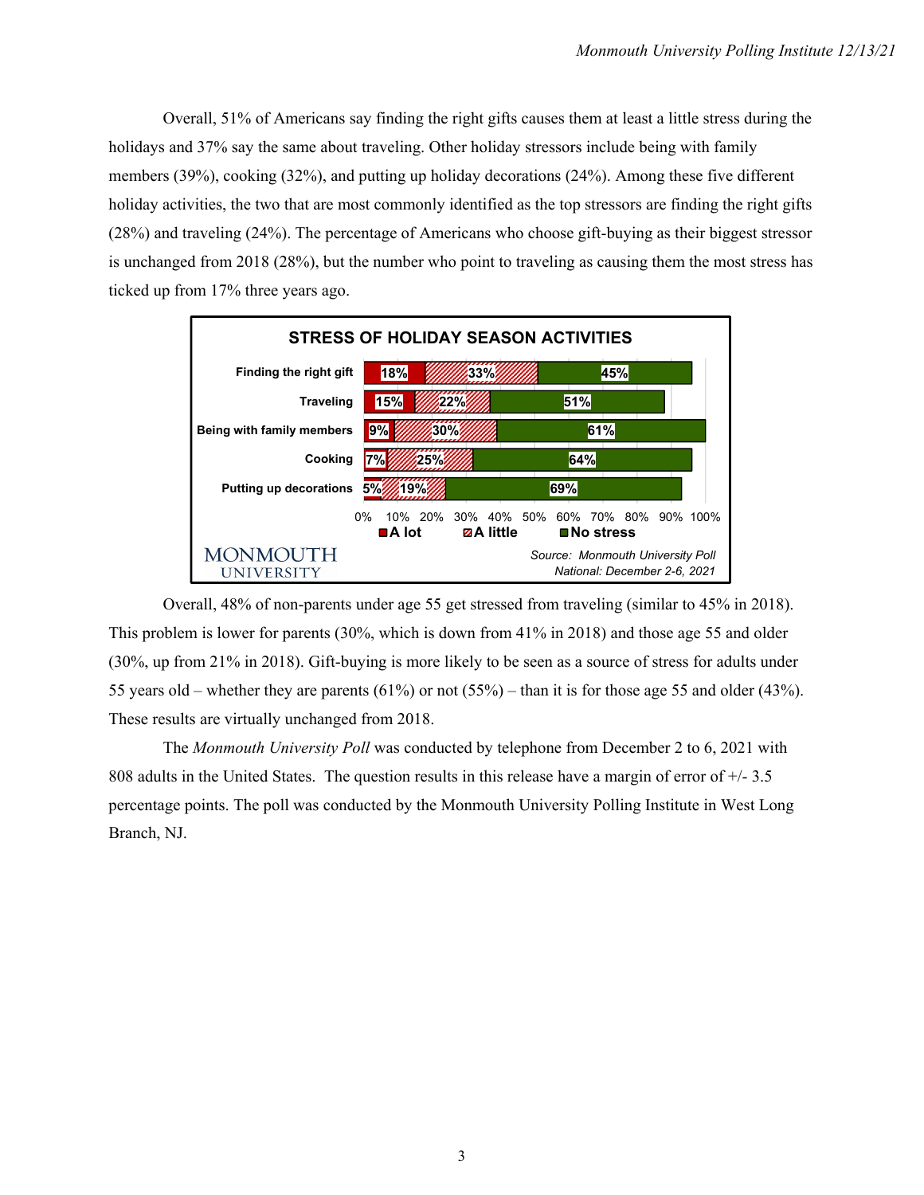Overall, 51% of Americans say finding the right gifts causes them at least a little stress during the holidays and 37% say the same about traveling. Other holiday stressors include being with family members (39%), cooking (32%), and putting up holiday decorations (24%). Among these five different holiday activities, the two that are most commonly identified as the top stressors are finding the right gifts (28%) and traveling (24%). The percentage of Americans who choose gift-buying as their biggest stressor is unchanged from 2018 (28%), but the number who point to traveling as causing them the most stress has ticked up from 17% three years ago.

**STRESS OF HOLIDAY SEASON ACTIVITIES**

| | A lot | A little | No stress |
|---|---|---|---|
| Finding the right gift | 18% | 33% | 45% |
| Traveling | 15% | 22% | 51% |
| Being with family members | 9% | 30% | 61% |
| Cooking | 7% | 25% | 64% |
| Putting up decorations | 5% | 19% | 69% |

Source: Monmouth University Poll
National: December 2-6, 2021

Overall, 48% of non-parents under age 55 get stressed from traveling (similar to 45% in 2018). This problem is lower for parents (30%, which is down from 41% in 2018) and those age 55 and older (30%, up from 21% in 2018). Gift-buying is more likely to be seen as a source of stress for adults under 55 years old – whether they are parents (61%) or not (55%) – than it is for those age 55 and older (43%). These results are virtually unchanged from 2018.

The *Monmouth University Poll* was conducted by telephone from December 2 to 6, 2021 with 808 adults in the United States. The question results in this release have a margin of error of +/- 3.5 percentage points. The poll was conducted by the Monmouth University Polling Institute in West Long Branch, NJ.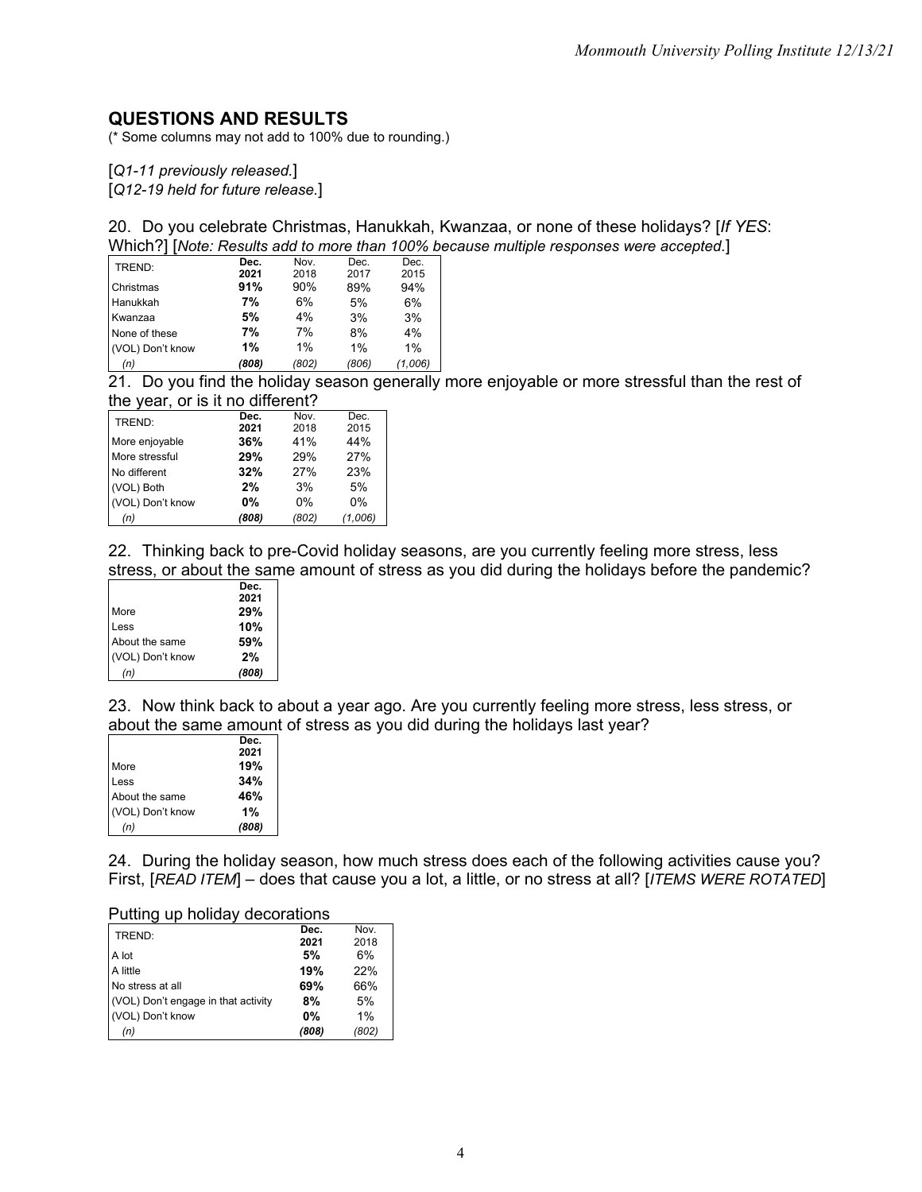## QUESTIONS AND RESULTS

(* Some columns may not add to 100% due to rounding.)

[*Q1-11 previously released.*]
[*Q12-19 held for future release.*]

20. Do you celebrate Christmas, Hanukkah, Kwanzaa, or none of these holidays? [*If YES*: Which?] [*Note: Results add to more than 100% because multiple responses were accepted.*]

| TREND: | **Dec. 2021** | Nov. 2018 | Dec. 2017 | Dec. 2015 |
|---|---|---|---|---|
| Christmas | **91%** | 90% | 89% | 94% |
| Hanukkah | **7%** | 6% | 5% | 6% |
| Kwanzaa | **5%** | 4% | 3% | 3% |
| None of these | **7%** | 7% | 8% | 4% |
| (VOL) Don't know | **1%** | 1% | 1% | 1% |
| *(n)* | ***(808)*** | *(802)* | *(806)* | *(1,006)* |

21. Do you find the holiday season generally more enjoyable or more stressful than the rest of the year, or is it no different?

| TREND: | **Dec. 2021** | Nov. 2018 | Dec. 2015 |
|---|---|---|---|
| More enjoyable | **36%** | 41% | 44% |
| More stressful | **29%** | 29% | 27% |
| No different | **32%** | 27% | 23% |
| (VOL) Both | **2%** | 3% | 5% |
| (VOL) Don't know | **0%** | 0% | 0% |
| *(n)* | ***(808)*** | *(802)* | *(1,006)* |

22. Thinking back to pre-Covid holiday seasons, are you currently feeling more stress, less stress, or about the same amount of stress as you did during the holidays before the pandemic?

| | **Dec. 2021** |
|---|---|
| More | **29%** |
| Less | **10%** |
| About the same | **59%** |
| (VOL) Don't know | **2%** |
| *(n)* | ***(808)*** |

23. Now think back to about a year ago. Are you currently feeling more stress, less stress, or about the same amount of stress as you did during the holidays last year?

| | **Dec. 2021** |
|---|---|
| More | **19%** |
| Less | **34%** |
| About the same | **46%** |
| (VOL) Don't know | **1%** |
| *(n)* | ***(808)*** |

24. During the holiday season, how much stress does each of the following activities cause you? First, [*READ ITEM*] – does that cause you a lot, a little, or no stress at all? [*ITEMS WERE ROTATED*]

Putting up holiday decorations

| TREND: | **Dec. 2021** | Nov. 2018 |
|---|---|---|
| A lot | **5%** | 6% |
| A little | **19%** | 22% |
| No stress at all | **69%** | 66% |
| (VOL) Don't engage in that activity | **8%** | 5% |
| (VOL) Don't know | **0%** | 1% |
| *(n)* | ***(808)*** | *(802)* |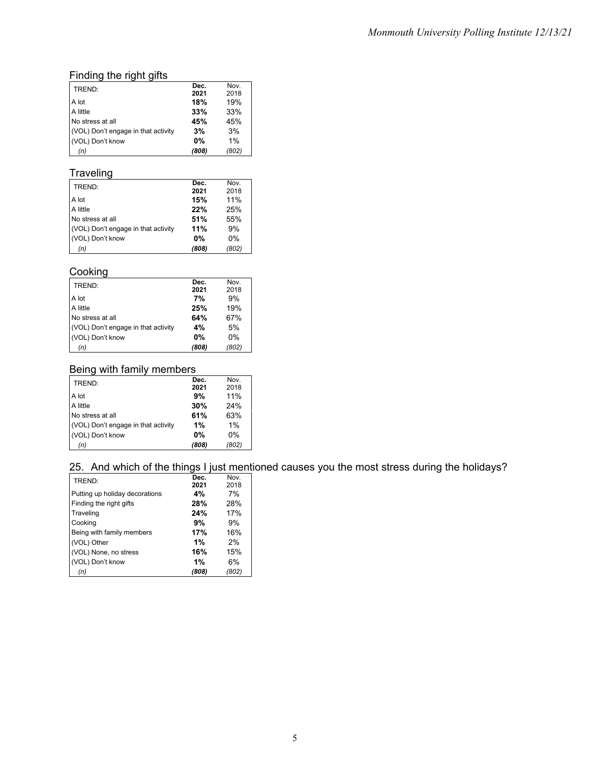### Finding the right gifts

| TREND: | Dec. 2021 | Nov. 2018 |
|---|---|---|
| A lot | **18%** | 19% |
| A little | **33%** | 33% |
| No stress at all | **45%** | 45% |
| (VOL) Don't engage in that activity | **3%** | 3% |
| (VOL) Don't know | **0%** | 1% |
| *(n)* | ***(808)*** | *(802)* |

### Traveling

| TREND: | Dec. 2021 | Nov. 2018 |
|---|---|---|
| A lot | **15%** | 11% |
| A little | **22%** | 25% |
| No stress at all | **51%** | 55% |
| (VOL) Don't engage in that activity | **11%** | 9% |
| (VOL) Don't know | **0%** | 0% |
| *(n)* | ***(808)*** | *(802)* |

### Cooking

| TREND: | Dec. 2021 | Nov. 2018 |
|---|---|---|
| A lot | **7%** | 9% |
| A little | **25%** | 19% |
| No stress at all | **64%** | 67% |
| (VOL) Don't engage in that activity | **4%** | 5% |
| (VOL) Don't know | **0%** | 0% |
| *(n)* | ***(808)*** | *(802)* |

### Being with family members

| TREND: | Dec. 2021 | Nov. 2018 |
|---|---|---|
| A lot | **9%** | 11% |
| A little | **30%** | 24% |
| No stress at all | **61%** | 63% |
| (VOL) Don't engage in that activity | **1%** | 1% |
| (VOL) Don't know | **0%** | 0% |
| *(n)* | ***(808)*** | *(802)* |

### 25. And which of the things I just mentioned causes you the most stress during the holidays?

| TREND: | Dec. 2021 | Nov. 2018 |
|---|---|---|
| Putting up holiday decorations | **4%** | 7% |
| Finding the right gifts | **28%** | 28% |
| Traveling | **24%** | 17% |
| Cooking | **9%** | 9% |
| Being with family members | **17%** | 16% |
| (VOL) Other | **1%** | 2% |
| (VOL) None, no stress | **16%** | 15% |
| (VOL) Don't know | **1%** | 6% |
| *(n)* | ***(808)*** | *(802)* |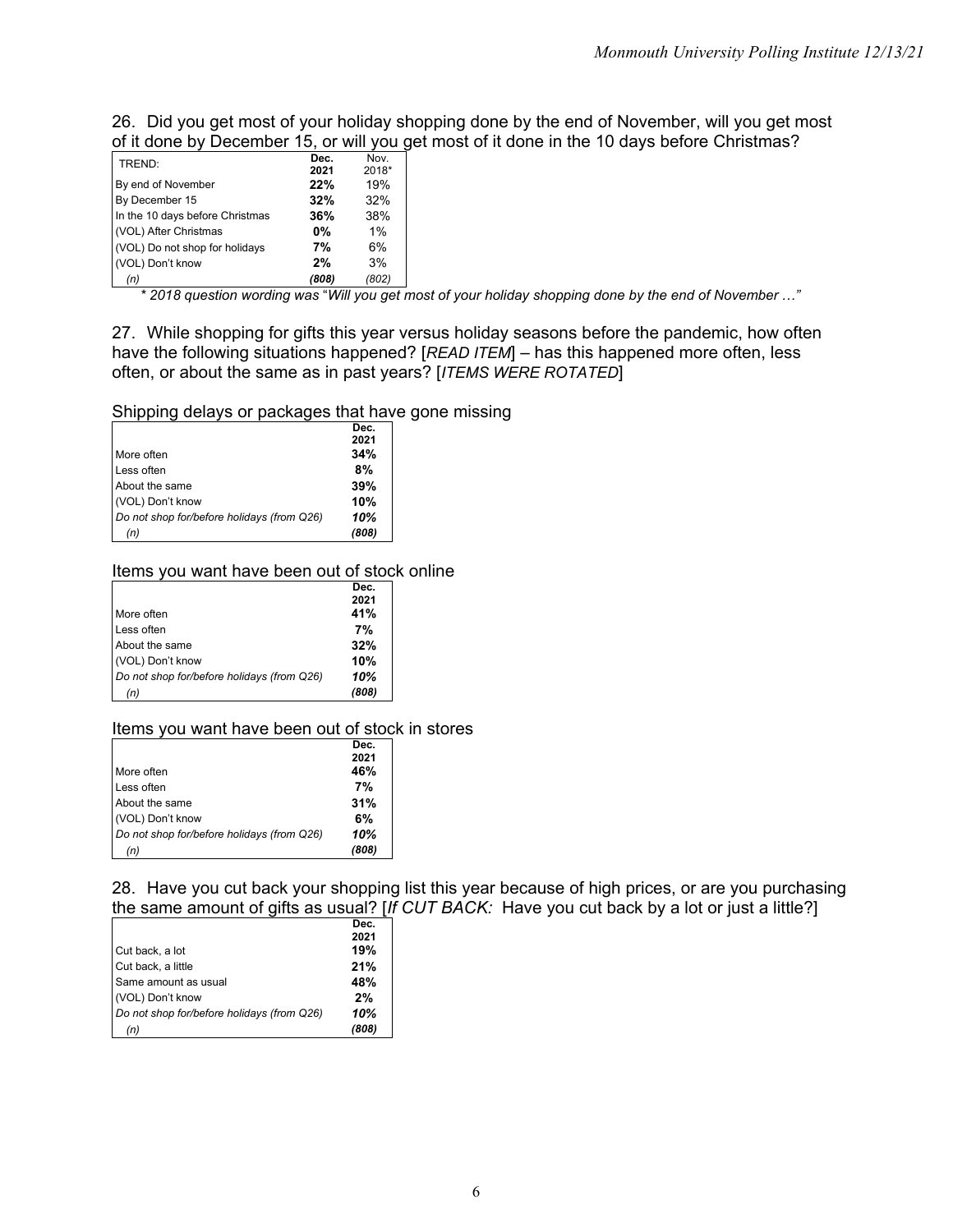26. Did you get most of your holiday shopping done by the end of November, will you get most of it done by December 15, or will you get most of it done in the 10 days before Christmas?

| TREND: | **Dec. 2021** | Nov. 2018* |
|---|---|---|
| By end of November | **22%** | 19% |
| By December 15 | **32%** | 32% |
| In the 10 days before Christmas | **36%** | 38% |
| (VOL) After Christmas | **0%** | 1% |
| (VOL) Do not shop for holidays | **7%** | 6% |
| (VOL) Don't know | **2%** | 3% |
| *(n)* | ***(808)*** | *(802)* |

*\* 2018 question wording was "Will you get most of your holiday shopping done by the end of November …"*

27. While shopping for gifts this year versus holiday seasons before the pandemic, how often have the following situations happened? [*READ ITEM*] – has this happened more often, less often, or about the same as in past years? [*ITEMS WERE ROTATED*]

Shipping delays or packages that have gone missing

| | **Dec. 2021** |
|---|---|
| More often | **34%** |
| Less often | **8%** |
| About the same | **39%** |
| (VOL) Don't know | **10%** |
| *Do not shop for/before holidays (from Q26)* | ***10%*** |
| *(n)* | ***(808)*** |

Items you want have been out of stock online

| | **Dec. 2021** |
|---|---|
| More often | **41%** |
| Less often | **7%** |
| About the same | **32%** |
| (VOL) Don't know | **10%** |
| *Do not shop for/before holidays (from Q26)* | ***10%*** |
| *(n)* | ***(808)*** |

Items you want have been out of stock in stores

| | **Dec. 2021** |
|---|---|
| More often | **46%** |
| Less often | **7%** |
| About the same | **31%** |
| (VOL) Don't know | **6%** |
| *Do not shop for/before holidays (from Q26)* | ***10%*** |
| *(n)* | ***(808)*** |

28. Have you cut back your shopping list this year because of high prices, or are you purchasing the same amount of gifts as usual? [*If CUT BACK:* Have you cut back by a lot or just a little?]

| | **Dec. 2021** |
|---|---|
| Cut back, a lot | **19%** |
| Cut back, a little | **21%** |
| Same amount as usual | **48%** |
| (VOL) Don't know | **2%** |
| *Do not shop for/before holidays (from Q26)* | ***10%*** |
| *(n)* | ***(808)*** |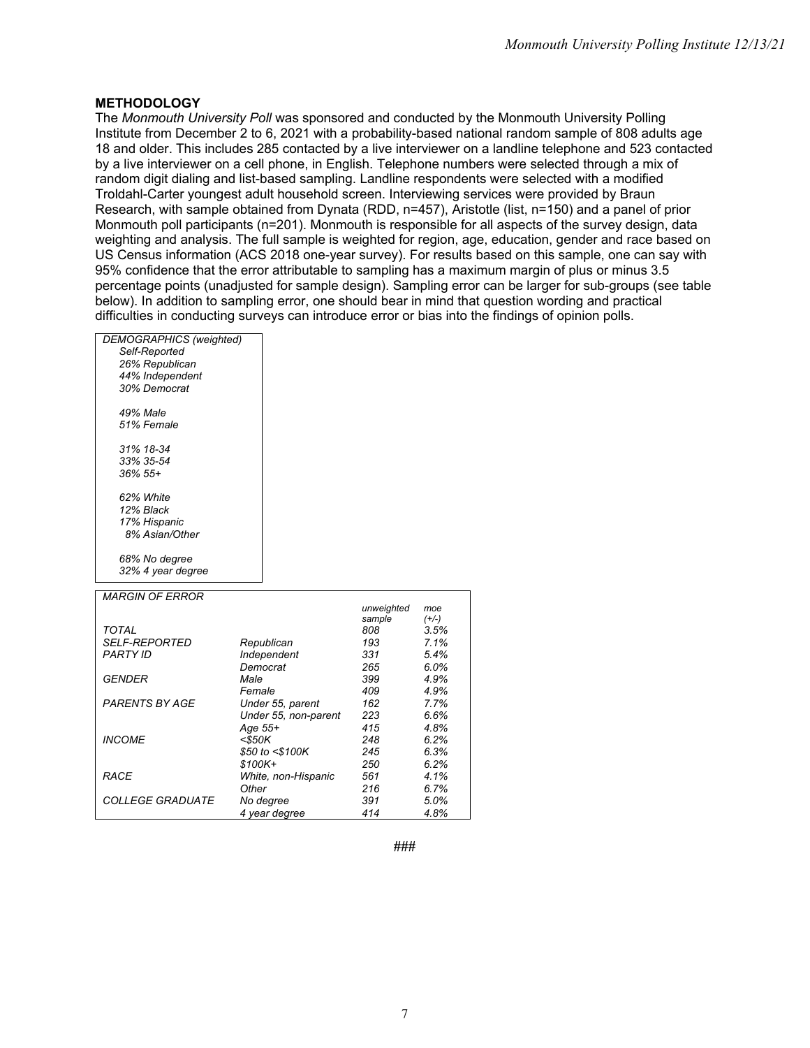## METHODOLOGY

The *Monmouth University Poll* was sponsored and conducted by the Monmouth University Polling Institute from December 2 to 6, 2021 with a probability-based national random sample of 808 adults age 18 and older. This includes 285 contacted by a live interviewer on a landline telephone and 523 contacted by a live interviewer on a cell phone, in English. Telephone numbers were selected through a mix of random digit dialing and list-based sampling. Landline respondents were selected with a modified Troldahl-Carter youngest adult household screen. Interviewing services were provided by Braun Research, with sample obtained from Dynata (RDD, n=457), Aristotle (list, n=150) and a panel of prior Monmouth poll participants (n=201). Monmouth is responsible for all aspects of the survey design, data weighting and analysis. The full sample is weighted for region, age, education, gender and race based on US Census information (ACS 2018 one-year survey). For results based on this sample, one can say with 95% confidence that the error attributable to sampling has a maximum margin of plus or minus 3.5 percentage points (unadjusted for sample design). Sampling error can be larger for sub-groups (see table below). In addition to sampling error, one should bear in mind that question wording and practical difficulties in conducting surveys can introduce error or bias into the findings of opinion polls.

| DEMOGRAPHICS (weighted) |
|---|
| *Self-Reported* |
| 26% Republican |
| 44% Independent |
| 30% Democrat |
| |
| 49% Male |
| 51% Female |
| |
| 31% 18-34 |
| 33% 35-54 |
| 36% 55+ |
| |
| 62% White |
| 12% Black |
| 17% Hispanic |
| 8% Asian/Other |
| |
| 68% No degree |
| 32% 4 year degree |

| MARGIN OF ERROR | | unweighted sample | moe (+/-) |
|---|---|---|---|
| TOTAL | | 808 | 3.5% |
| SELF-REPORTED PARTY ID | Republican | 193 | 7.1% |
| | Independent | 331 | 5.4% |
| | Democrat | 265 | 6.0% |
| GENDER | Male | 399 | 4.9% |
| | Female | 409 | 4.9% |
| PARENTS BY AGE | Under 55, parent | 162 | 7.7% |
| | Under 55, non-parent | 223 | 6.6% |
| | Age 55+ | 415 | 4.8% |
| INCOME | <$50K | 248 | 6.2% |
| | $50 to <$100K | 245 | 6.3% |
| | $100K+ | 250 | 6.2% |
| RACE | White, non-Hispanic | 561 | 4.1% |
| | Other | 216 | 6.7% |
| COLLEGE GRADUATE | No degree | 391 | 5.0% |
| | 4 year degree | 414 | 4.8% |

###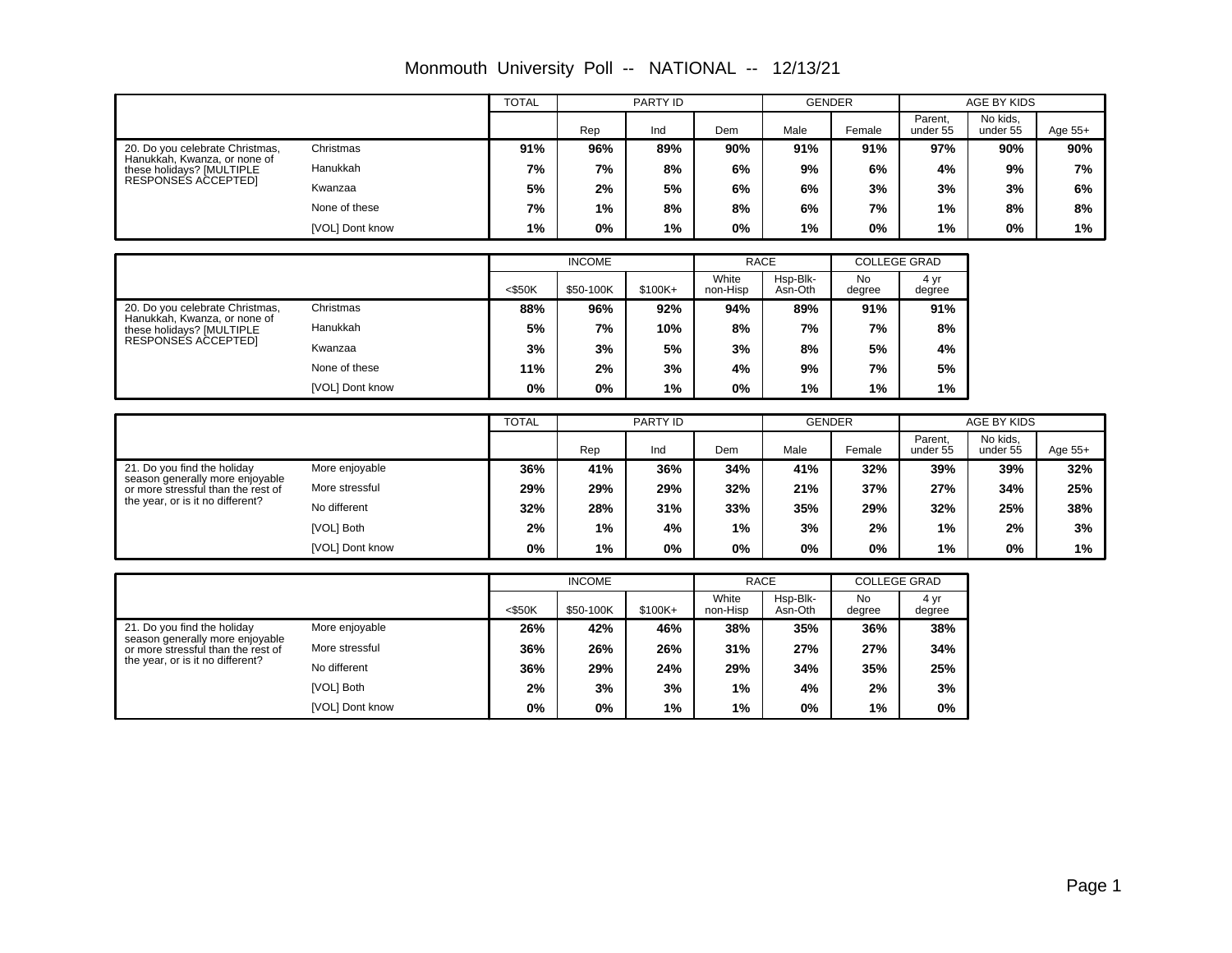# Monmouth University Poll -- NATIONAL -- 12/13/21

| | | TOTAL | PARTY ID | | | GENDER | | AGE BY KIDS | | |
|---|---|---|---|---|---|---|---|---|---|---|
| | | | Rep | Ind | Dem | Male | Female | Parent, under 55 | No kids, under 55 | Age 55+ |
| 20. Do you celebrate Christmas, Hanukkah, Kwanza, or none of these holidays? [MULTIPLE RESPONSES ACCEPTED] | Christmas | **91%** | **96%** | **89%** | **90%** | **91%** | **91%** | **97%** | **90%** | **90%** |
| | Hanukkah | **7%** | **7%** | **8%** | **6%** | **9%** | **6%** | **4%** | **9%** | **7%** |
| | Kwanzaa | **5%** | **2%** | **5%** | **6%** | **6%** | **3%** | **3%** | **3%** | **6%** |
| | None of these | **7%** | **1%** | **8%** | **8%** | **6%** | **7%** | **1%** | **8%** | **8%** |
| | [VOL] Dont know | **1%** | **0%** | **1%** | **0%** | **1%** | **0%** | **1%** | **0%** | **1%** |

| | | INCOME | | | RACE | | COLLEGE GRAD | |
|---|---|---|---|---|---|---|---|---|
| | | <$50K | $50-100K | $100K+ | White non-Hisp | Hsp-Blk-Asn-Oth | No degree | 4 yr degree |
| 20. Do you celebrate Christmas, Hanukkah, Kwanza, or none of these holidays? [MULTIPLE RESPONSES ACCEPTED] | Christmas | **88%** | **96%** | **92%** | **94%** | **89%** | **91%** | **91%** |
| | Hanukkah | **5%** | **7%** | **10%** | **8%** | **7%** | **7%** | **8%** |
| | Kwanzaa | **3%** | **3%** | **5%** | **3%** | **8%** | **5%** | **4%** |
| | None of these | **11%** | **2%** | **3%** | **4%** | **9%** | **7%** | **5%** |
| | [VOL] Dont know | **0%** | **0%** | **1%** | **0%** | **1%** | **1%** | **1%** |

| | | TOTAL | PARTY ID | | | GENDER | | AGE BY KIDS | | |
|---|---|---|---|---|---|---|---|---|---|---|
| | | | Rep | Ind | Dem | Male | Female | Parent, under 55 | No kids, under 55 | Age 55+ |
| 21. Do you find the holiday season generally more enjoyable or more stressful than the rest of the year, or is it no different? | More enjoyable | **36%** | **41%** | **36%** | **34%** | **41%** | **32%** | **39%** | **39%** | **32%** |
| | More stressful | **29%** | **29%** | **29%** | **32%** | **21%** | **37%** | **27%** | **34%** | **25%** |
| | No different | **32%** | **28%** | **31%** | **33%** | **35%** | **29%** | **32%** | **25%** | **38%** |
| | [VOL] Both | **2%** | **1%** | **4%** | **1%** | **3%** | **2%** | **1%** | **2%** | **3%** |
| | [VOL] Dont know | **0%** | **1%** | **0%** | **0%** | **0%** | **0%** | **1%** | **0%** | **1%** |

| | | INCOME | | | RACE | | COLLEGE GRAD | |
|---|---|---|---|---|---|---|---|---|
| | | <$50K | $50-100K | $100K+ | White non-Hisp | Hsp-Blk-Asn-Oth | No degree | 4 yr degree |
| 21. Do you find the holiday season generally more enjoyable or more stressful than the rest of the year, or is it no different? | More enjoyable | **26%** | **42%** | **46%** | **38%** | **35%** | **36%** | **38%** |
| | More stressful | **36%** | **26%** | **26%** | **31%** | **27%** | **27%** | **34%** |
| | No different | **36%** | **29%** | **24%** | **29%** | **34%** | **35%** | **25%** |
| | [VOL] Both | **2%** | **3%** | **3%** | **1%** | **4%** | **2%** | **3%** |
| | [VOL] Dont know | **0%** | **0%** | **1%** | **1%** | **0%** | **1%** | **0%** |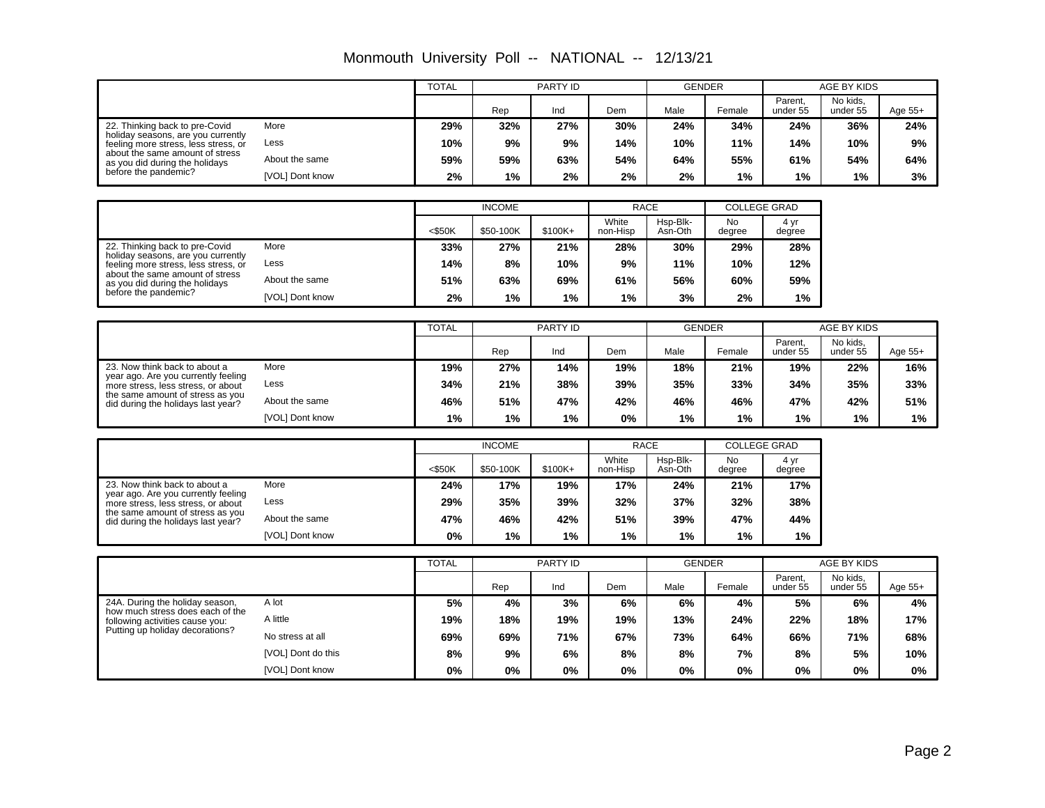# Monmouth University Poll -- NATIONAL -- 12/13/21

| | | TOTAL | PARTY ID | | | GENDER | | AGE BY KIDS | | |
|---|---|---|---|---|---|---|---|---|---|---|
| | | | Rep | Ind | Dem | Male | Female | Parent, under 55 | No kids, under 55 | Age 55+ |
| 22. Thinking back to pre-Covid holiday seasons, are you currently feeling more stress, less stress, or about the same amount of stress as you did during the holidays before the pandemic? | More | 29% | 32% | 27% | 30% | 24% | 34% | 24% | 36% | 24% |
| | Less | 10% | 9% | 9% | 14% | 10% | 11% | 14% | 10% | 9% |
| | About the same | 59% | 59% | 63% | 54% | 64% | 55% | 61% | 54% | 64% |
| | [VOL] Dont know | 2% | 1% | 2% | 2% | 2% | 1% | 1% | 1% | 3% |

| | | INCOME | | | RACE | | COLLEGE GRAD | |
|---|---|---|---|---|---|---|---|---|
| | | <$50K | $50-100K | $100K+ | White non-Hisp | Hsp-Blk-Asn-Oth | No degree | 4 yr degree |
| 22. Thinking back to pre-Covid holiday seasons, are you currently feeling more stress, less stress, or about the same amount of stress as you did during the holidays before the pandemic? | More | 33% | 27% | 21% | 28% | 30% | 29% | 28% |
| | Less | 14% | 8% | 10% | 9% | 11% | 10% | 12% |
| | About the same | 51% | 63% | 69% | 61% | 56% | 60% | 59% |
| | [VOL] Dont know | 2% | 1% | 1% | 1% | 3% | 2% | 1% |

| | | TOTAL | PARTY ID | | | GENDER | | AGE BY KIDS | | |
|---|---|---|---|---|---|---|---|---|---|---|
| | | | Rep | Ind | Dem | Male | Female | Parent, under 55 | No kids, under 55 | Age 55+ |
| 23. Now think back to about a year ago. Are you currently feeling more stress, less stress, or about the same amount of stress as you did during the holidays last year? | More | 19% | 27% | 14% | 19% | 18% | 21% | 19% | 22% | 16% |
| | Less | 34% | 21% | 38% | 39% | 35% | 33% | 34% | 35% | 33% |
| | About the same | 46% | 51% | 47% | 42% | 46% | 46% | 47% | 42% | 51% |
| | [VOL] Dont know | 1% | 1% | 1% | 0% | 1% | 1% | 1% | 1% | 1% |

| | | INCOME | | | RACE | | COLLEGE GRAD | |
|---|---|---|---|---|---|---|---|---|
| | | <$50K | $50-100K | $100K+ | White non-Hisp | Hsp-Blk-Asn-Oth | No degree | 4 yr degree |
| 23. Now think back to about a year ago. Are you currently feeling more stress, less stress, or about the same amount of stress as you did during the holidays last year? | More | 24% | 17% | 19% | 17% | 24% | 21% | 17% |
| | Less | 29% | 35% | 39% | 32% | 37% | 32% | 38% |
| | About the same | 47% | 46% | 42% | 51% | 39% | 47% | 44% |
| | [VOL] Dont know | 0% | 1% | 1% | 1% | 1% | 1% | 1% |

| | | TOTAL | PARTY ID | | | GENDER | | AGE BY KIDS | | |
|---|---|---|---|---|---|---|---|---|---|---|
| | | | Rep | Ind | Dem | Male | Female | Parent, under 55 | No kids, under 55 | Age 55+ |
| 24A. During the holiday season, how much stress does each of the following activities cause you: Putting up holiday decorations? | A lot | 5% | 4% | 3% | 6% | 6% | 4% | 5% | 6% | 4% |
| | A little | 19% | 18% | 19% | 19% | 13% | 24% | 22% | 18% | 17% |
| | No stress at all | 69% | 69% | 71% | 67% | 73% | 64% | 66% | 71% | 68% |
| | [VOL] Dont do this | 8% | 9% | 6% | 8% | 8% | 7% | 8% | 5% | 10% |
| | [VOL] Dont know | 0% | 0% | 0% | 0% | 0% | 0% | 0% | 0% | 0% |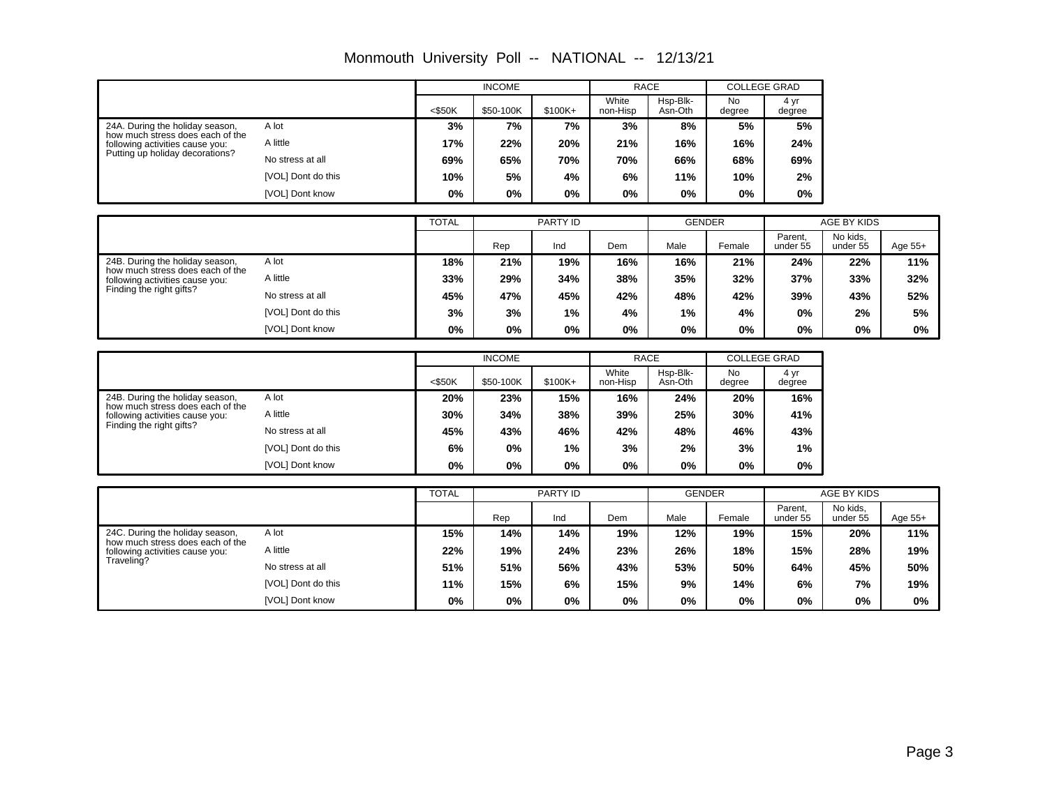# Monmouth University Poll -- NATIONAL -- 12/13/21

| | | INCOME | | | RACE | | COLLEGE GRAD | |
|---|---|---|---|---|---|---|---|---|
| | | <$50K | $50-100K | $100K+ | White non-Hisp | Hsp-Blk-Asn-Oth | No degree | 4 yr degree |
| 24A. During the holiday season, how much stress does each of the following activities cause you: Putting up holiday decorations? | A lot | **3%** | **7%** | **7%** | **3%** | **8%** | **5%** | **5%** |
| | A little | **17%** | **22%** | **20%** | **21%** | **16%** | **16%** | **24%** |
| | No stress at all | **69%** | **65%** | **70%** | **70%** | **66%** | **68%** | **69%** |
| | [VOL] Dont do this | **10%** | **5%** | **4%** | **6%** | **11%** | **10%** | **2%** |
| | [VOL] Dont know | **0%** | **0%** | **0%** | **0%** | **0%** | **0%** | **0%** |

| | | TOTAL | PARTY ID | | | GENDER | | AGE BY KIDS | | |
|---|---|---|---|---|---|---|---|---|---|---|
| | | | Rep | Ind | Dem | Male | Female | Parent, under 55 | No kids, under 55 | Age 55+ |
| 24B. During the holiday season, how much stress does each of the following activities cause you: Finding the right gifts? | A lot | **18%** | **21%** | **19%** | **16%** | **16%** | **21%** | **24%** | **22%** | **11%** |
| | A little | **33%** | **29%** | **34%** | **38%** | **35%** | **32%** | **37%** | **33%** | **32%** |
| | No stress at all | **45%** | **47%** | **45%** | **42%** | **48%** | **42%** | **39%** | **43%** | **52%** |
| | [VOL] Dont do this | **3%** | **3%** | **1%** | **4%** | **1%** | **4%** | **0%** | **2%** | **5%** |
| | [VOL] Dont know | **0%** | **0%** | **0%** | **0%** | **0%** | **0%** | **0%** | **0%** | **0%** |

| | | INCOME | | | RACE | | COLLEGE GRAD | |
|---|---|---|---|---|---|---|---|---|
| | | <$50K | $50-100K | $100K+ | White non-Hisp | Hsp-Blk-Asn-Oth | No degree | 4 yr degree |
| 24B. During the holiday season, how much stress does each of the following activities cause you: Finding the right gifts? | A lot | **20%** | **23%** | **15%** | **16%** | **24%** | **20%** | **16%** |
| | A little | **30%** | **34%** | **38%** | **39%** | **25%** | **30%** | **41%** |
| | No stress at all | **45%** | **43%** | **46%** | **42%** | **48%** | **46%** | **43%** |
| | [VOL] Dont do this | **6%** | **0%** | **1%** | **3%** | **2%** | **3%** | **1%** |
| | [VOL] Dont know | **0%** | **0%** | **0%** | **0%** | **0%** | **0%** | **0%** |

| | | TOTAL | PARTY ID | | | GENDER | | AGE BY KIDS | | |
|---|---|---|---|---|---|---|---|---|---|---|
| | | | Rep | Ind | Dem | Male | Female | Parent, under 55 | No kids, under 55 | Age 55+ |
| 24C. During the holiday season, how much stress does each of the following activities cause you: Traveling? | A lot | **15%** | **14%** | **14%** | **19%** | **12%** | **19%** | **15%** | **20%** | **11%** |
| | A little | **22%** | **19%** | **24%** | **23%** | **26%** | **18%** | **15%** | **28%** | **19%** |
| | No stress at all | **51%** | **51%** | **56%** | **43%** | **53%** | **50%** | **64%** | **45%** | **50%** |
| | [VOL] Dont do this | **11%** | **15%** | **6%** | **15%** | **9%** | **14%** | **6%** | **7%** | **19%** |
| | [VOL] Dont know | **0%** | **0%** | **0%** | **0%** | **0%** | **0%** | **0%** | **0%** | **0%** |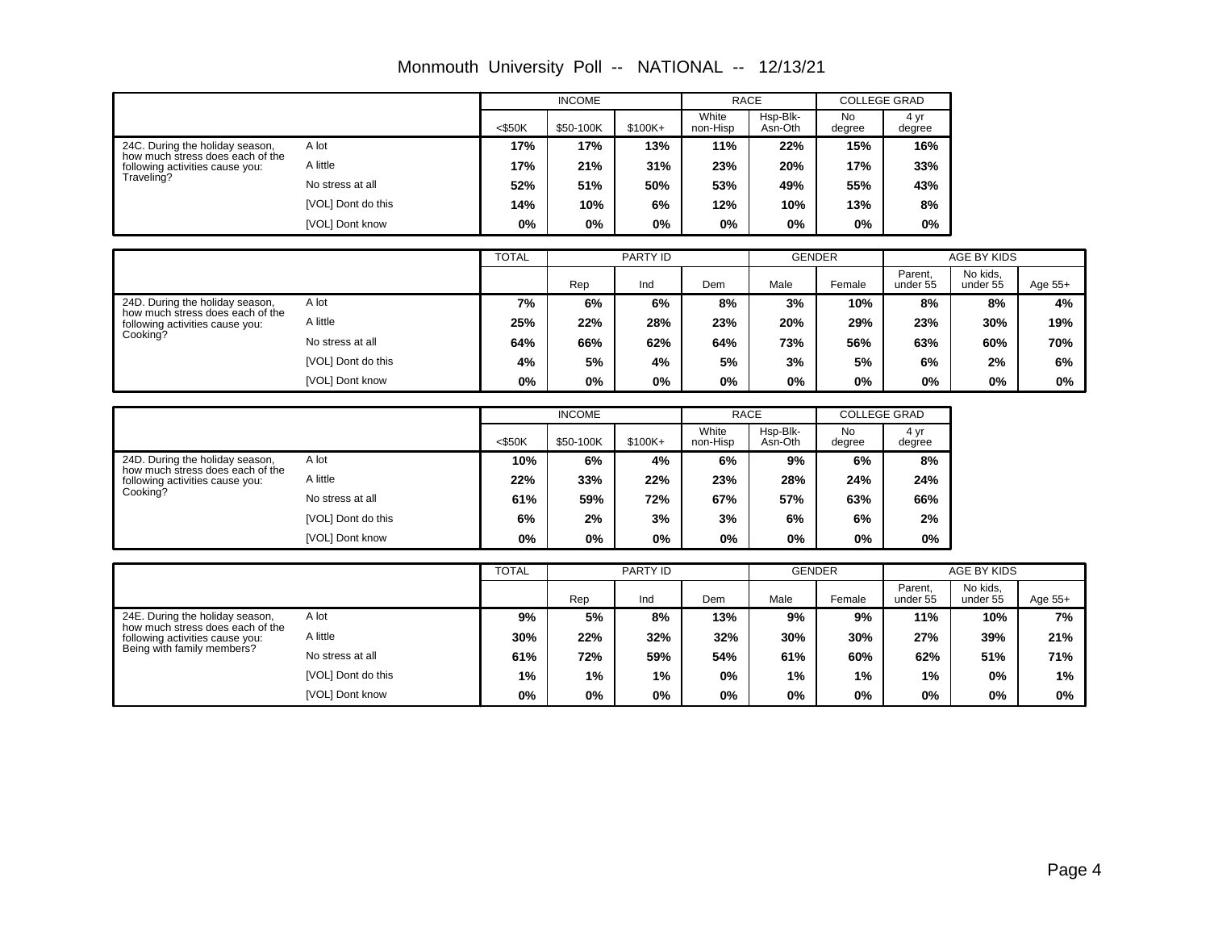# Monmouth University Poll -- NATIONAL -- 12/13/21

| | | INCOME | | | RACE | | COLLEGE GRAD | |
|---|---|---|---|---|---|---|---|---|
| | | <$50K | $50-100K | $100K+ | White non-Hisp | Hsp-Blk-Asn-Oth | No degree | 4 yr degree |
| 24C. During the holiday season, how much stress does each of the following activities cause you: Traveling? | A lot | 17% | 17% | 13% | 11% | 22% | 15% | 16% |
| | A little | 17% | 21% | 31% | 23% | 20% | 17% | 33% |
| | No stress at all | 52% | 51% | 50% | 53% | 49% | 55% | 43% |
| | [VOL] Dont do this | 14% | 10% | 6% | 12% | 10% | 13% | 8% |
| | [VOL] Dont know | 0% | 0% | 0% | 0% | 0% | 0% | 0% |

| | | TOTAL | PARTY ID | | | GENDER | | AGE BY KIDS | | |
|---|---|---|---|---|---|---|---|---|---|---|
| | | | Rep | Ind | Dem | Male | Female | Parent, under 55 | No kids, under 55 | Age 55+ |
| 24D. During the holiday season, how much stress does each of the following activities cause you: Cooking? | A lot | 7% | 6% | 6% | 8% | 3% | 10% | 8% | 8% | 4% |
| | A little | 25% | 22% | 28% | 23% | 20% | 29% | 23% | 30% | 19% |
| | No stress at all | 64% | 66% | 62% | 64% | 73% | 56% | 63% | 60% | 70% |
| | [VOL] Dont do this | 4% | 5% | 4% | 5% | 3% | 5% | 6% | 2% | 6% |
| | [VOL] Dont know | 0% | 0% | 0% | 0% | 0% | 0% | 0% | 0% | 0% |

| | | INCOME | | | RACE | | COLLEGE GRAD | |
|---|---|---|---|---|---|---|---|---|
| | | <$50K | $50-100K | $100K+ | White non-Hisp | Hsp-Blk-Asn-Oth | No degree | 4 yr degree |
| 24D. During the holiday season, how much stress does each of the following activities cause you: Cooking? | A lot | 10% | 6% | 4% | 6% | 9% | 6% | 8% |
| | A little | 22% | 33% | 22% | 23% | 28% | 24% | 24% |
| | No stress at all | 61% | 59% | 72% | 67% | 57% | 63% | 66% |
| | [VOL] Dont do this | 6% | 2% | 3% | 3% | 6% | 6% | 2% |
| | [VOL] Dont know | 0% | 0% | 0% | 0% | 0% | 0% | 0% |

| | | TOTAL | PARTY ID | | | GENDER | | AGE BY KIDS | | |
|---|---|---|---|---|---|---|---|---|---|---|
| | | | Rep | Ind | Dem | Male | Female | Parent, under 55 | No kids, under 55 | Age 55+ |
| 24E. During the holiday season, how much stress does each of the following activities cause you: Being with family members? | A lot | 9% | 5% | 8% | 13% | 9% | 9% | 11% | 10% | 7% |
| | A little | 30% | 22% | 32% | 32% | 30% | 30% | 27% | 39% | 21% |
| | No stress at all | 61% | 72% | 59% | 54% | 61% | 60% | 62% | 51% | 71% |
| | [VOL] Dont do this | 1% | 1% | 1% | 0% | 1% | 1% | 1% | 0% | 1% |
| | [VOL] Dont know | 0% | 0% | 0% | 0% | 0% | 0% | 0% | 0% | 0% |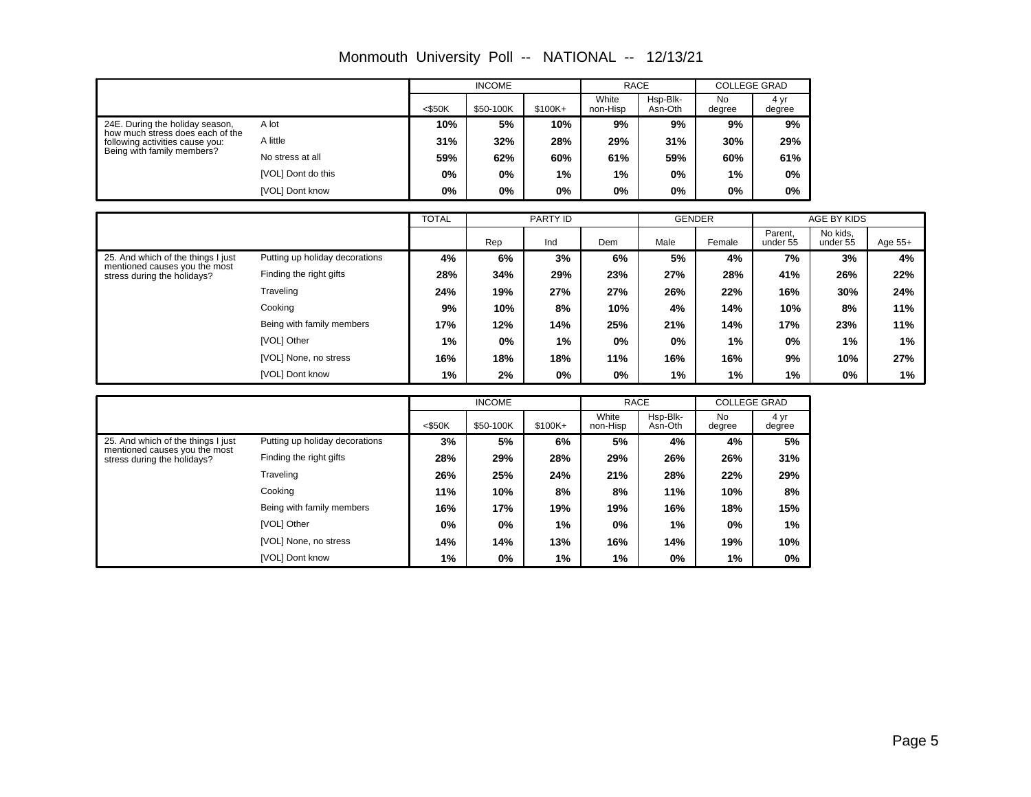# Monmouth University Poll -- NATIONAL -- 12/13/21

| | | INCOME | | | RACE | | COLLEGE GRAD | |
|---|---|---|---|---|---|---|---|---|
| | | <$50K | $50-100K | $100K+ | White non-Hisp | Hsp-Blk-Asn-Oth | No degree | 4 yr degree |
| 24E. During the holiday season, how much stress does each of the following activities cause you: Being with family members? | A lot | 10% | 5% | 10% | 9% | 9% | 9% | 9% |
| | A little | 31% | 32% | 28% | 29% | 31% | 30% | 29% |
| | No stress at all | 59% | 62% | 60% | 61% | 59% | 60% | 61% |
| | [VOL] Dont do this | 0% | 0% | 1% | 1% | 0% | 1% | 0% |
| | [VOL] Dont know | 0% | 0% | 0% | 0% | 0% | 0% | 0% |

| | | TOTAL | PARTY ID | | | GENDER | | AGE BY KIDS | | |
|---|---|---|---|---|---|---|---|---|---|---|
| | | | Rep | Ind | Dem | Male | Female | Parent, under 55 | No kids, under 55 | Age 55+ |
| 25. And which of the things I just mentioned causes you the most stress during the holidays? | Putting up holiday decorations | 4% | 6% | 3% | 6% | 5% | 4% | 7% | 3% | 4% |
| | Finding the right gifts | 28% | 34% | 29% | 23% | 27% | 28% | 41% | 26% | 22% |
| | Traveling | 24% | 19% | 27% | 27% | 26% | 22% | 16% | 30% | 24% |
| | Cooking | 9% | 10% | 8% | 10% | 4% | 14% | 10% | 8% | 11% |
| | Being with family members | 17% | 12% | 14% | 25% | 21% | 14% | 17% | 23% | 11% |
| | [VOL] Other | 1% | 0% | 1% | 0% | 0% | 1% | 0% | 1% | 1% |
| | [VOL] None, no stress | 16% | 18% | 18% | 11% | 16% | 16% | 9% | 10% | 27% |
| | [VOL] Dont know | 1% | 2% | 0% | 0% | 1% | 1% | 1% | 0% | 1% |

| | | INCOME | | | RACE | | COLLEGE GRAD | |
|---|---|---|---|---|---|---|---|---|
| | | <$50K | $50-100K | $100K+ | White non-Hisp | Hsp-Blk-Asn-Oth | No degree | 4 yr degree |
| 25. And which of the things I just mentioned causes you the most stress during the holidays? | Putting up holiday decorations | 3% | 5% | 6% | 5% | 4% | 4% | 5% |
| | Finding the right gifts | 28% | 29% | 28% | 29% | 26% | 26% | 31% |
| | Traveling | 26% | 25% | 24% | 21% | 28% | 22% | 29% |
| | Cooking | 11% | 10% | 8% | 8% | 11% | 10% | 8% |
| | Being with family members | 16% | 17% | 19% | 19% | 16% | 18% | 15% |
| | [VOL] Other | 0% | 0% | 1% | 0% | 1% | 0% | 1% |
| | [VOL] None, no stress | 14% | 14% | 13% | 16% | 14% | 19% | 10% |
| | [VOL] Dont know | 1% | 0% | 1% | 1% | 0% | 1% | 0% |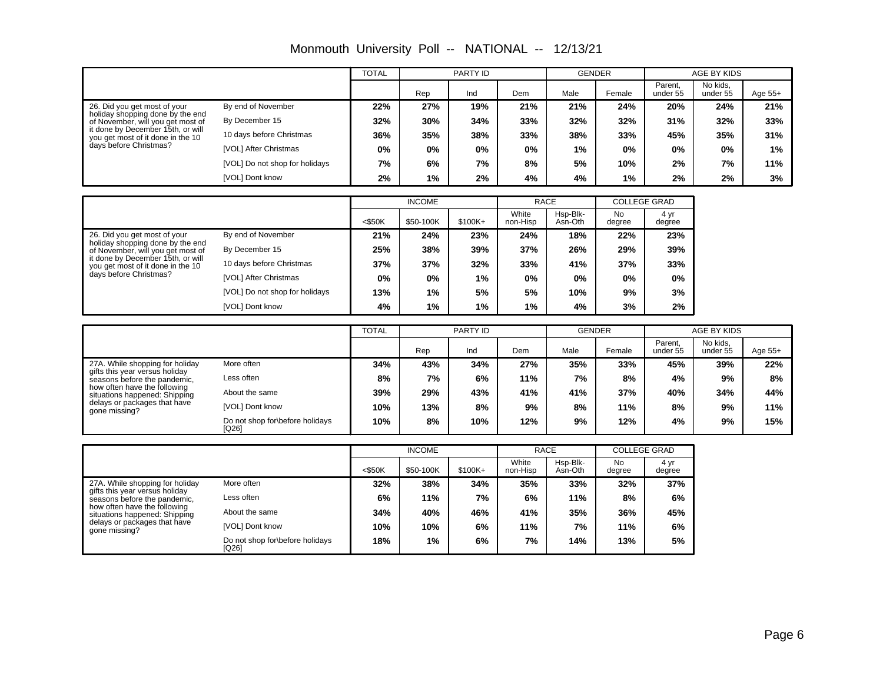# Monmouth University Poll -- NATIONAL -- 12/13/21

| | | TOTAL | PARTY ID | | | GENDER | | AGE BY KIDS | | |
|---|---|---|---|---|---|---|---|---|---|---|
| | | | Rep | Ind | Dem | Male | Female | Parent, under 55 | No kids, under 55 | Age 55+ |
| 26. Did you get most of your holiday shopping done by the end of November, will you get most of it done by December 15th, or will you get most of it done in the 10 days before Christmas? | By end of November | 22% | 27% | 19% | 21% | 21% | 24% | 20% | 24% | 21% |
| | By December 15 | 32% | 30% | 34% | 33% | 32% | 32% | 31% | 32% | 33% |
| | 10 days before Christmas | 36% | 35% | 38% | 33% | 38% | 33% | 45% | 35% | 31% |
| | [VOL] After Christmas | 0% | 0% | 0% | 0% | 1% | 0% | 0% | 0% | 1% |
| | [VOL] Do not shop for holidays | 7% | 6% | 7% | 8% | 5% | 10% | 2% | 7% | 11% |
| | [VOL] Dont know | 2% | 1% | 2% | 4% | 4% | 1% | 2% | 2% | 3% |

| | | INCOME | | | RACE | | COLLEGE GRAD | |
|---|---|---|---|---|---|---|---|---|
| | | <$50K | $50-100K | $100K+ | White non-Hisp | Hsp-Blk-Asn-Oth | No degree | 4 yr degree |
| 26. Did you get most of your holiday shopping done by the end of November, will you get most of it done by December 15th, or will you get most of it done in the 10 days before Christmas? | By end of November | 21% | 24% | 23% | 24% | 18% | 22% | 23% |
| | By December 15 | 25% | 38% | 39% | 37% | 26% | 29% | 39% |
| | 10 days before Christmas | 37% | 37% | 32% | 33% | 41% | 37% | 33% |
| | [VOL] After Christmas | 0% | 0% | 1% | 0% | 0% | 0% | 0% |
| | [VOL] Do not shop for holidays | 13% | 1% | 5% | 5% | 10% | 9% | 3% |
| | [VOL] Dont know | 4% | 1% | 1% | 1% | 4% | 3% | 2% |

| | | TOTAL | PARTY ID | | | GENDER | | AGE BY KIDS | | |
|---|---|---|---|---|---|---|---|---|---|---|
| | | | Rep | Ind | Dem | Male | Female | Parent, under 55 | No kids, under 55 | Age 55+ |
| 27A. While shopping for holiday gifts this year versus holiday seasons before the pandemic, how often have the following situations happened: Shipping delays or packages that have gone missing? | More often | 34% | 43% | 34% | 27% | 35% | 33% | 45% | 39% | 22% |
| | Less often | 8% | 7% | 6% | 11% | 7% | 8% | 4% | 9% | 8% |
| | About the same | 39% | 29% | 43% | 41% | 41% | 37% | 40% | 34% | 44% |
| | [VOL] Dont know | 10% | 13% | 8% | 9% | 8% | 11% | 8% | 9% | 11% |
| | Do not shop for\before holidays [Q26] | 10% | 8% | 10% | 12% | 9% | 12% | 4% | 9% | 15% |

| | | INCOME | | | RACE | | COLLEGE GRAD | |
|---|---|---|---|---|---|---|---|---|
| | | <$50K | $50-100K | $100K+ | White non-Hisp | Hsp-Blk-Asn-Oth | No degree | 4 yr degree |
| 27A. While shopping for holiday gifts this year versus holiday seasons before the pandemic, how often have the following situations happened: Shipping delays or packages that have gone missing? | More often | 32% | 38% | 34% | 35% | 33% | 32% | 37% |
| | Less often | 6% | 11% | 7% | 6% | 11% | 8% | 6% |
| | About the same | 34% | 40% | 46% | 41% | 35% | 36% | 45% |
| | [VOL] Dont know | 10% | 10% | 6% | 11% | 7% | 11% | 6% |
| | Do not shop for\before holidays [Q26] | 18% | 1% | 6% | 7% | 14% | 13% | 5% |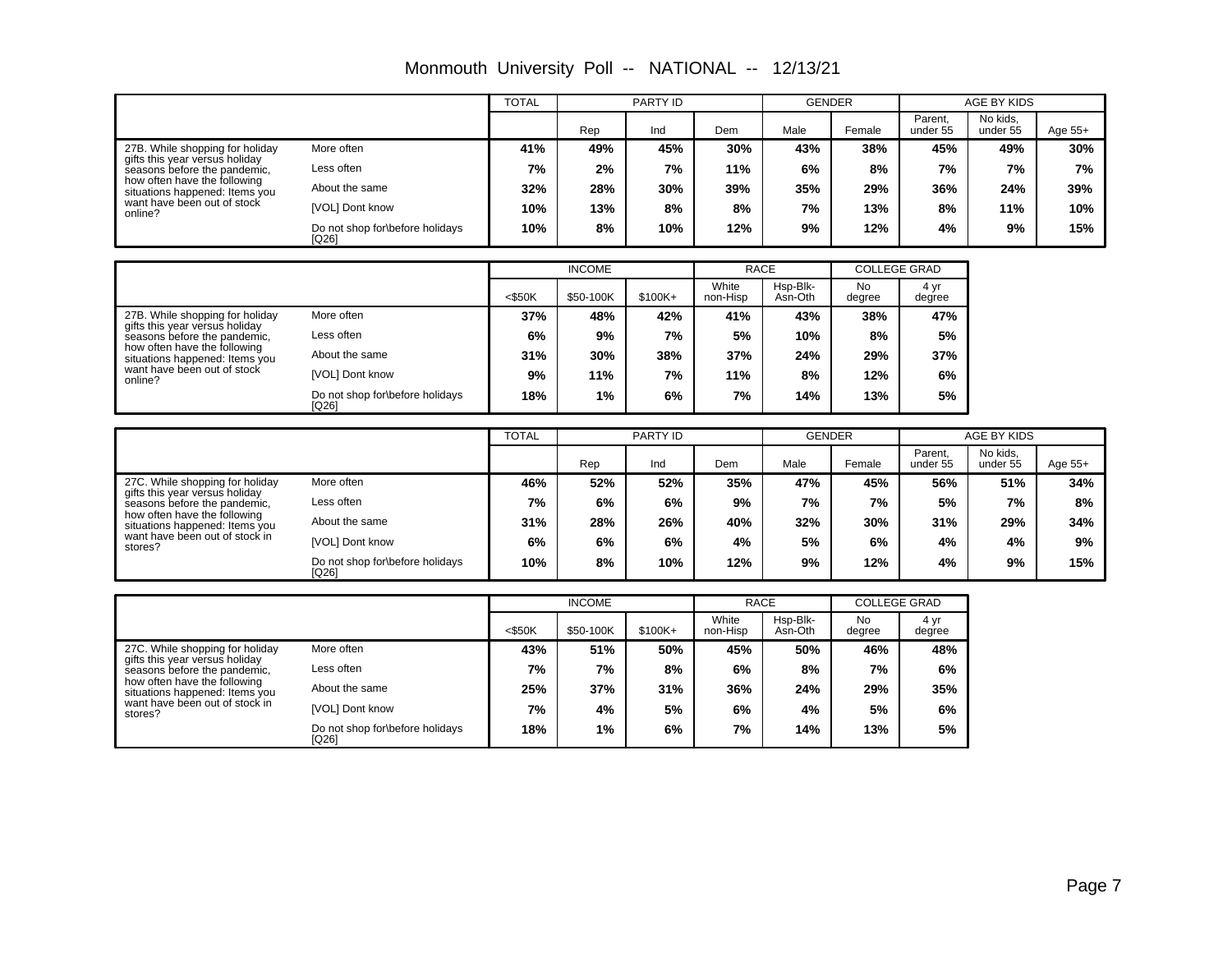# Monmouth University Poll -- NATIONAL -- 12/13/21

| | | TOTAL | PARTY ID | | | GENDER | | AGE BY KIDS | | |
|---|---|---|---|---|---|---|---|---|---|---|
| | | | Rep | Ind | Dem | Male | Female | Parent, under 55 | No kids, under 55 | Age 55+ |
| 27B. While shopping for holiday gifts this year versus holiday seasons before the pandemic, how often have the following situations happened: Items you want have been out of stock online? | More often | 41% | 49% | 45% | 30% | 43% | 38% | 45% | 49% | 30% |
| | Less often | 7% | 2% | 7% | 11% | 6% | 8% | 7% | 7% | 7% |
| | About the same | 32% | 28% | 30% | 39% | 35% | 29% | 36% | 24% | 39% |
| | [VOL] Dont know | 10% | 13% | 8% | 8% | 7% | 13% | 8% | 11% | 10% |
| | Do not shop for\before holidays [Q26] | 10% | 8% | 10% | 12% | 9% | 12% | 4% | 9% | 15% |

| | | INCOME | | | RACE | | COLLEGE GRAD | |
|---|---|---|---|---|---|---|---|---|
| | | <$50K | $50-100K | $100K+ | White non-Hisp | Hsp-Blk-Asn-Oth | No degree | 4 yr degree |
| 27B. While shopping for holiday gifts this year versus holiday seasons before the pandemic, how often have the following situations happened: Items you want have been out of stock online? | More often | 37% | 48% | 42% | 41% | 43% | 38% | 47% |
| | Less often | 6% | 9% | 7% | 5% | 10% | 8% | 5% |
| | About the same | 31% | 30% | 38% | 37% | 24% | 29% | 37% |
| | [VOL] Dont know | 9% | 11% | 7% | 11% | 8% | 12% | 6% |
| | Do not shop for\before holidays [Q26] | 18% | 1% | 6% | 7% | 14% | 13% | 5% |

| | | TOTAL | PARTY ID | | | GENDER | | AGE BY KIDS | | |
|---|---|---|---|---|---|---|---|---|---|---|
| | | | Rep | Ind | Dem | Male | Female | Parent, under 55 | No kids, under 55 | Age 55+ |
| 27C. While shopping for holiday gifts this year versus holiday seasons before the pandemic, how often have the following situations happened: Items you want have been out of stock in stores? | More often | 46% | 52% | 52% | 35% | 47% | 45% | 56% | 51% | 34% |
| | Less often | 7% | 6% | 6% | 9% | 7% | 7% | 5% | 7% | 8% |
| | About the same | 31% | 28% | 26% | 40% | 32% | 30% | 31% | 29% | 34% |
| | [VOL] Dont know | 6% | 6% | 6% | 4% | 5% | 6% | 4% | 4% | 9% |
| | Do not shop for\before holidays [Q26] | 10% | 8% | 10% | 12% | 9% | 12% | 4% | 9% | 15% |

| | | INCOME | | | RACE | | COLLEGE GRAD | |
|---|---|---|---|---|---|---|---|---|
| | | <$50K | $50-100K | $100K+ | White non-Hisp | Hsp-Blk-Asn-Oth | No degree | 4 yr degree |
| 27C. While shopping for holiday gifts this year versus holiday seasons before the pandemic, how often have the following situations happened: Items you want have been out of stock in stores? | More often | 43% | 51% | 50% | 45% | 50% | 46% | 48% |
| | Less often | 7% | 7% | 8% | 6% | 8% | 7% | 6% |
| | About the same | 25% | 37% | 31% | 36% | 24% | 29% | 35% |
| | [VOL] Dont know | 7% | 4% | 5% | 6% | 4% | 5% | 6% |
| | Do not shop for\before holidays [Q26] | 18% | 1% | 6% | 7% | 14% | 13% | 5% |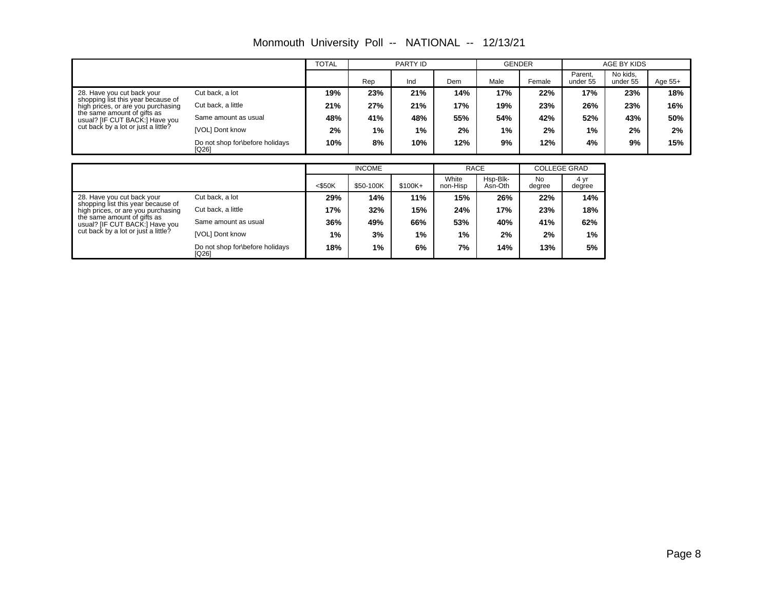# Monmouth University Poll -- NATIONAL -- 12/13/21

| | | TOTAL | PARTY ID | | | GENDER | | AGE BY KIDS | | |
|---|---|---|---|---|---|---|---|---|---|---|
| | | | Rep | Ind | Dem | Male | Female | Parent, under 55 | No kids, under 55 | Age 55+ |
| 28. Have you cut back your shopping list this year because of high prices, or are you purchasing the same amount of gifts as usual? [IF CUT BACK:] Have you cut back by a lot or just a little? | Cut back, a lot | **19%** | **23%** | **21%** | **14%** | **17%** | **22%** | **17%** | **23%** | **18%** |
| | Cut back, a little | **21%** | **27%** | **21%** | **17%** | **19%** | **23%** | **26%** | **23%** | **16%** |
| | Same amount as usual | **48%** | **41%** | **48%** | **55%** | **54%** | **42%** | **52%** | **43%** | **50%** |
| | [VOL] Dont know | **2%** | **1%** | **1%** | **2%** | **1%** | **2%** | **1%** | **2%** | **2%** |
| | Do not shop for\before holidays [Q26] | **10%** | **8%** | **10%** | **12%** | **9%** | **12%** | **4%** | **9%** | **15%** |

| | | INCOME | | | RACE | | COLLEGE GRAD | |
|---|---|---|---|---|---|---|---|---|
| | | <$50K | $50-100K | $100K+ | White non-Hisp | Hsp-Blk-Asn-Oth | No degree | 4 yr degree |
| 28. Have you cut back your shopping list this year because of high prices, or are you purchasing the same amount of gifts as usual? [IF CUT BACK:] Have you cut back by a lot or just a little? | Cut back, a lot | **29%** | **14%** | **11%** | **15%** | **26%** | **22%** | **14%** |
| | Cut back, a little | **17%** | **32%** | **15%** | **24%** | **17%** | **23%** | **18%** |
| | Same amount as usual | **36%** | **49%** | **66%** | **53%** | **40%** | **41%** | **62%** |
| | [VOL] Dont know | **1%** | **3%** | **1%** | **1%** | **2%** | **2%** | **1%** |
| | Do not shop for\before holidays [Q26] | **18%** | **1%** | **6%** | **7%** | **14%** | **13%** | **5%** |